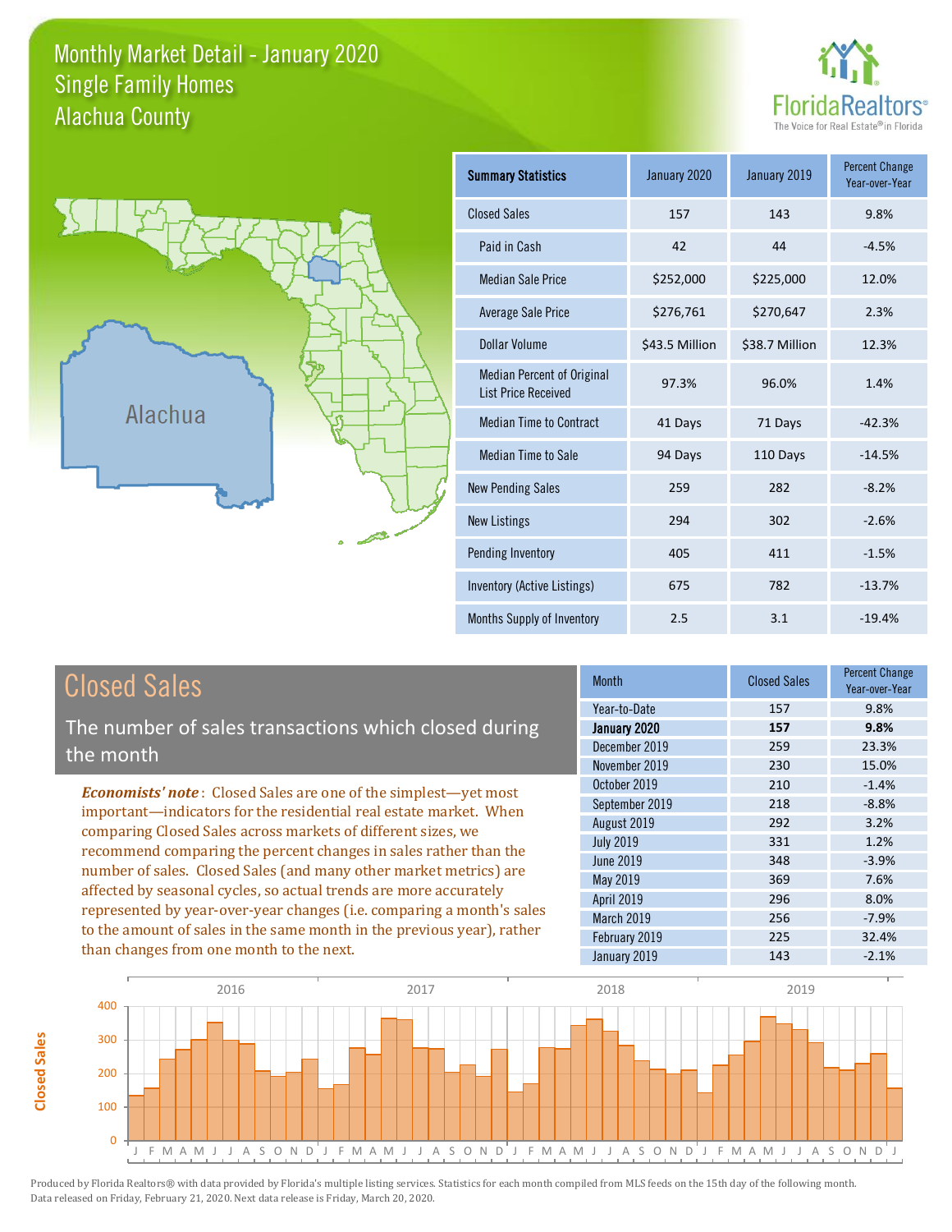# Monthly Market Detail - January 2020
## Single Family Homes
## Alachua County

FloridaRealtors® The Voice for Real Estate® in Florida

Alachua

| Summary Statistics | January 2020 | January 2019 | Percent Change Year-over-Year |
|---|---|---|---|
| Closed Sales | 157 | 143 | 9.8% |
| Paid in Cash | 42 | 44 | -4.5% |
| Median Sale Price | $252,000 | $225,000 | 12.0% |
| Average Sale Price | $276,761 | $270,647 | 2.3% |
| Dollar Volume | $43.5 Million | $38.7 Million | 12.3% |
| Median Percent of Original List Price Received | 97.3% | 96.0% | 1.4% |
| Median Time to Contract | 41 Days | 71 Days | -42.3% |
| Median Time to Sale | 94 Days | 110 Days | -14.5% |
| New Pending Sales | 259 | 282 | -8.2% |
| New Listings | 294 | 302 | -2.6% |
| Pending Inventory | 405 | 411 | -1.5% |
| Inventory (Active Listings) | 675 | 782 | -13.7% |
| Months Supply of Inventory | 2.5 | 3.1 | -19.4% |

## Closed Sales

The number of sales transactions which closed during the month

*Economists' note*: Closed Sales are one of the simplest—yet most important—indicators for the residential real estate market. When comparing Closed Sales across markets of different sizes, we recommend comparing the percent changes in sales rather than the number of sales. Closed Sales (and many other market metrics) are affected by seasonal cycles, so actual trends are more accurately represented by year-over-year changes (i.e. comparing a month's sales to the amount of sales in the same month in the previous year), rather than changes from one month to the next.

| Month | Closed Sales | Percent Change Year-over-Year |
|---|---|---|
| Year-to-Date | 157 | 9.8% |
| **January 2020** | **157** | **9.8%** |
| December 2019 | 259 | 23.3% |
| November 2019 | 230 | 15.0% |
| October 2019 | 210 | -1.4% |
| September 2019 | 218 | -8.8% |
| August 2019 | 292 | 3.2% |
| July 2019 | 331 | 1.2% |
| June 2019 | 348 | -3.9% |
| May 2019 | 369 | 7.6% |
| April 2019 | 296 | 8.0% |
| March 2019 | 256 | -7.9% |
| February 2019 | 225 | 32.4% |
| January 2019 | 143 | -2.1% |

Produced by Florida Realtors® with data provided by Florida's multiple listing services. Statistics for each month compiled from MLS feeds on the 15th day of the following month. Data released on Friday, February 21, 2020. Next data release is Friday, March 20, 2020.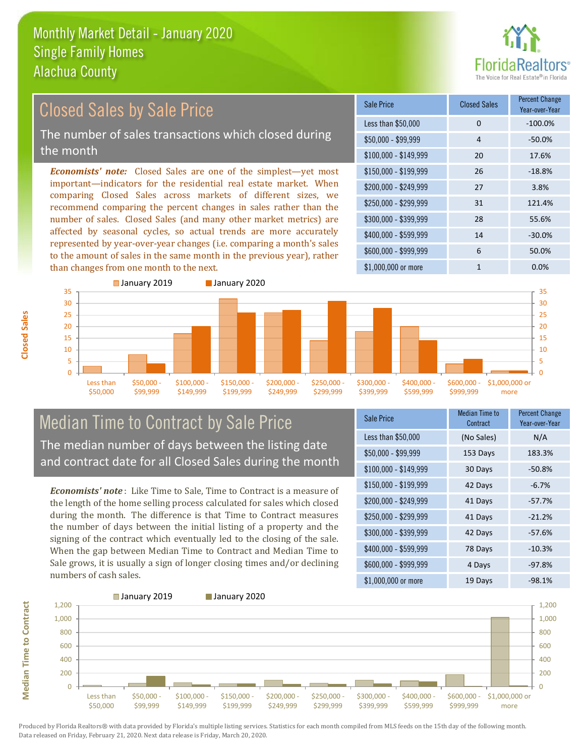# Monthly Market Detail - January 2020
## Single Family Homes
## Alachua County

## Closed Sales by Sale Price

The number of sales transactions which closed during the month

***Economists' note:*** Closed Sales are one of the simplest—yet most important—indicators for the residential real estate market. When comparing Closed Sales across markets of different sizes, we recommend comparing the percent changes in sales rather than the number of sales. Closed Sales (and many other market metrics) are affected by seasonal cycles, so actual trends are more accurately represented by year-over-year changes (i.e. comparing a month's sales to the amount of sales in the same month in the previous year), rather than changes from one month to the next.

| Sale Price | Closed Sales | Percent Change Year-over-Year |
|---|---|---|
| Less than $50,000 | 0 | -100.0% |
| $50,000 - $99,999 | 4 | -50.0% |
| $100,000 - $149,999 | 20 | 17.6% |
| $150,000 - $199,999 | 26 | -18.8% |
| $200,000 - $249,999 | 27 | 3.8% |
| $250,000 - $299,999 | 31 | 121.4% |
| $300,000 - $399,999 | 28 | 55.6% |
| $400,000 - $599,999 | 14 | -30.0% |
| $600,000 - $999,999 | 6 | 50.0% |
| $1,000,000 or more | 1 | 0.0% |

## Median Time to Contract by Sale Price

The median number of days between the listing date and contract date for all Closed Sales during the month

***Economists' note*** : Like Time to Sale, Time to Contract is a measure of the length of the home selling process calculated for sales which closed during the month. The difference is that Time to Contract measures the number of days between the initial listing of a property and the signing of the contract which eventually led to the closing of the sale. When the gap between Median Time to Contract and Median Time to Sale grows, it is usually a sign of longer closing times and/or declining numbers of cash sales.

| Sale Price | Median Time to Contract | Percent Change Year-over-Year |
|---|---|---|
| Less than $50,000 | (No Sales) | N/A |
| $50,000 - $99,999 | 153 Days | 183.3% |
| $100,000 - $149,999 | 30 Days | -50.8% |
| $150,000 - $199,999 | 42 Days | -6.7% |
| $200,000 - $249,999 | 41 Days | -57.7% |
| $250,000 - $299,999 | 41 Days | -21.2% |
| $300,000 - $399,999 | 42 Days | -57.6% |
| $400,000 - $599,999 | 78 Days | -10.3% |
| $600,000 - $999,999 | 4 Days | -97.8% |
| $1,000,000 or more | 19 Days | -98.1% |

Produced by Florida Realtors® with data provided by Florida's multiple listing services. Statistics for each month compiled from MLS feeds on the 15th day of the following month. Data released on Friday, February 21, 2020. Next data release is Friday, March 20, 2020.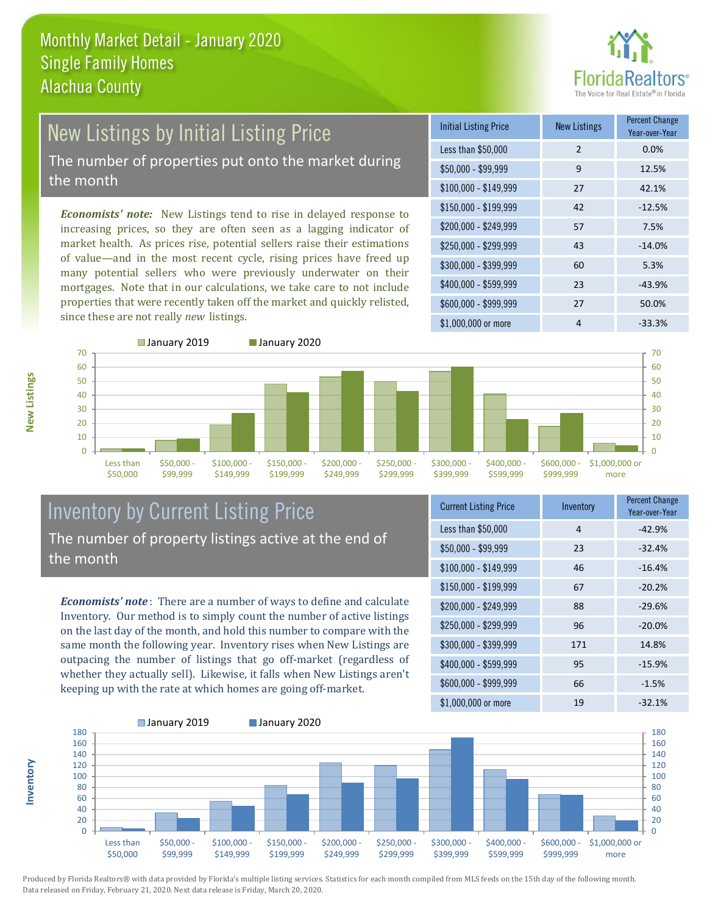# Monthly Market Detail - January 2020
## Single Family Homes
## Alachua County

## New Listings by Initial Listing Price

The number of properties put onto the market during the month

*Economists' note:* New Listings tend to rise in delayed response to increasing prices, so they are often seen as a lagging indicator of market health. As prices rise, potential sellers raise their estimations of value—and in the most recent cycle, rising prices have freed up many potential sellers who were previously underwater on their mortgages. Note that in our calculations, we take care to not include properties that were recently taken off the market and quickly relisted, since these are not really *new* listings.

| Initial Listing Price | New Listings | Percent Change Year-over-Year |
|---|---|---|
| Less than $50,000 | 2 | 0.0% |
| $50,000 - $99,999 | 9 | 12.5% |
| $100,000 - $149,999 | 27 | 42.1% |
| $150,000 - $199,999 | 42 | -12.5% |
| $200,000 - $249,999 | 57 | 7.5% |
| $250,000 - $299,999 | 43 | -14.0% |
| $300,000 - $399,999 | 60 | 5.3% |
| $400,000 - $599,999 | 23 | -43.9% |
| $600,000 - $999,999 | 27 | 50.0% |
| $1,000,000 or more | 4 | -33.3% |

## Inventory by Current Listing Price

The number of property listings active at the end of the month

*Economists' note*: There are a number of ways to define and calculate Inventory. Our method is to simply count the number of active listings on the last day of the month, and hold this number to compare with the same month the following year. Inventory rises when New Listings are outpacing the number of listings that go off-market (regardless of whether they actually sell). Likewise, it falls when New Listings aren't keeping up with the rate at which homes are going off-market.

| Current Listing Price | Inventory | Percent Change Year-over-Year |
|---|---|---|
| Less than $50,000 | 4 | -42.9% |
| $50,000 - $99,999 | 23 | -32.4% |
| $100,000 - $149,999 | 46 | -16.4% |
| $150,000 - $199,999 | 67 | -20.2% |
| $200,000 - $249,999 | 88 | -29.6% |
| $250,000 - $299,999 | 96 | -20.0% |
| $300,000 - $399,999 | 171 | 14.8% |
| $400,000 - $599,999 | 95 | -15.9% |
| $600,000 - $999,999 | 66 | -1.5% |
| $1,000,000 or more | 19 | -32.1% |

Produced by Florida Realtors® with data provided by Florida's multiple listing services. Statistics for each month compiled from MLS feeds on the 15th day of the following month. Data released on Friday, February 21, 2020. Next data release is Friday, March 20, 2020.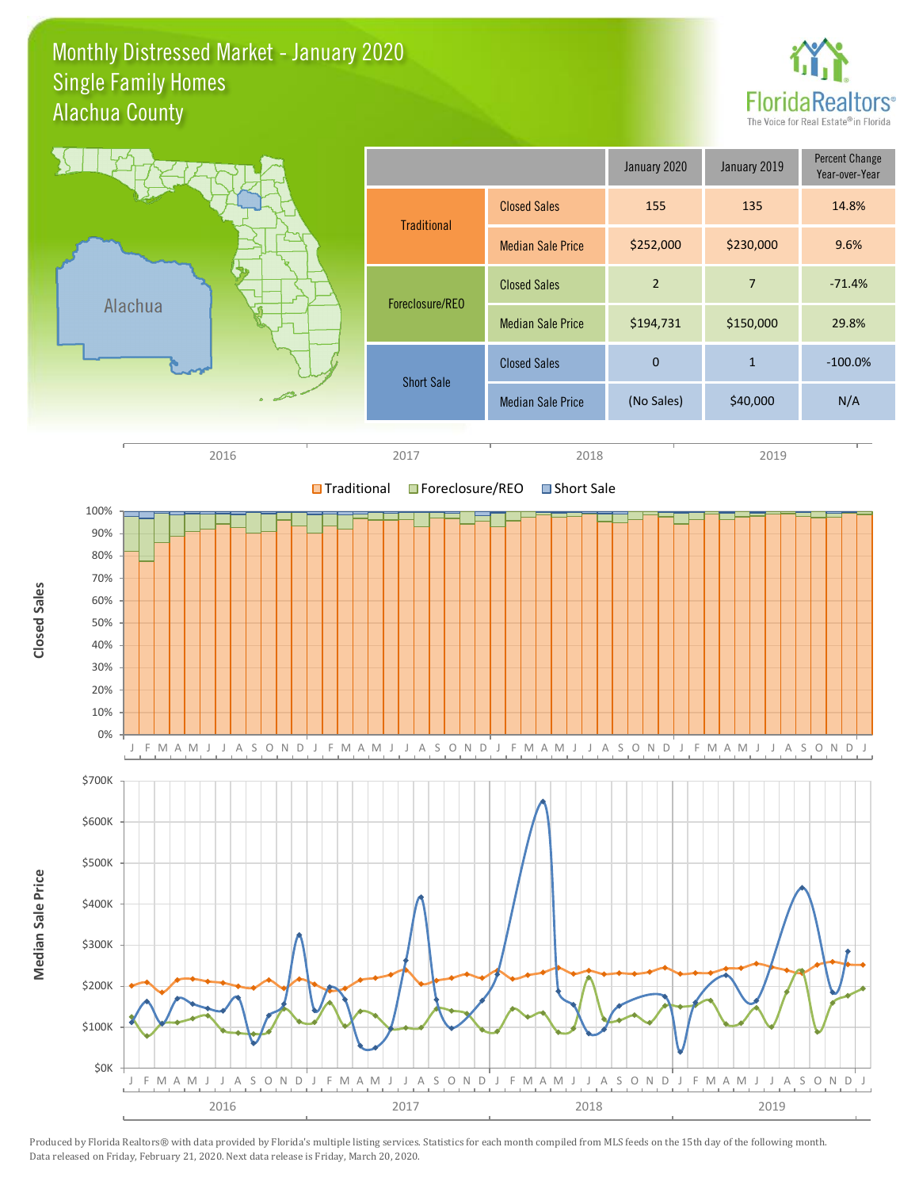# Monthly Distressed Market - January 2020
## Single Family Homes
## Alachua County

|  |  | January 2020 | January 2019 | Percent Change Year-over-Year |
|---|---|---|---|---|
| Traditional | Closed Sales | 155 | 135 | 14.8% |
|  | Median Sale Price | $252,000 | $230,000 | 9.6% |
| Foreclosure/REO | Closed Sales | 2 | 7 | -71.4% |
|  | Median Sale Price | $194,731 | $150,000 | 29.8% |
| Short Sale | Closed Sales | 0 | 1 | -100.0% |
|  | Median Sale Price | (No Sales) | $40,000 | N/A |

Produced by Florida Realtors® with data provided by Florida's multiple listing services. Statistics for each month compiled from MLS feeds on the 15th day of the following month. Data released on Friday, February 21, 2020. Next data release is Friday, March 20, 2020.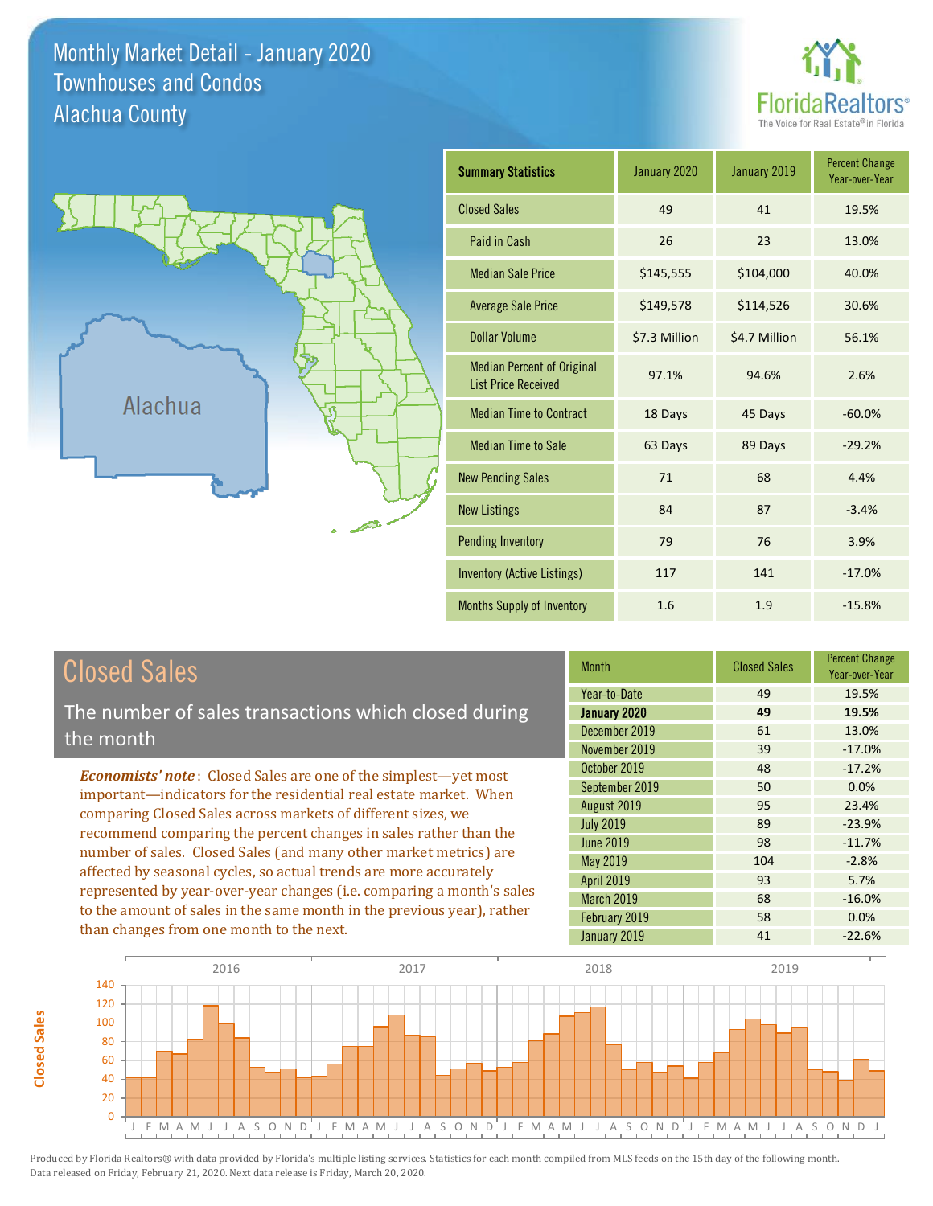# Monthly Market Detail - January 2020
## Townhouses and Condos
## Alachua County

Alachua

| Summary Statistics | January 2020 | January 2019 | Percent Change Year-over-Year |
|---|---|---|---|
| Closed Sales | 49 | 41 | 19.5% |
| Paid in Cash | 26 | 23 | 13.0% |
| Median Sale Price | $145,555 | $104,000 | 40.0% |
| Average Sale Price | $149,578 | $114,526 | 30.6% |
| Dollar Volume | $7.3 Million | $4.7 Million | 56.1% |
| Median Percent of Original List Price Received | 97.1% | 94.6% | 2.6% |
| Median Time to Contract | 18 Days | 45 Days | -60.0% |
| Median Time to Sale | 63 Days | 89 Days | -29.2% |
| New Pending Sales | 71 | 68 | 4.4% |
| New Listings | 84 | 87 | -3.4% |
| Pending Inventory | 79 | 76 | 3.9% |
| Inventory (Active Listings) | 117 | 141 | -17.0% |
| Months Supply of Inventory | 1.6 | 1.9 | -15.8% |

## Closed Sales

The number of sales transactions which closed during the month

*Economists' note*: Closed Sales are one of the simplest—yet most important—indicators for the residential real estate market. When comparing Closed Sales across markets of different sizes, we recommend comparing the percent changes in sales rather than the number of sales. Closed Sales (and many other market metrics) are affected by seasonal cycles, so actual trends are more accurately represented by year-over-year changes (i.e. comparing a month's sales to the amount of sales in the same month in the previous year), rather than changes from one month to the next.

| Month | Closed Sales | Percent Change Year-over-Year |
|---|---|---|
| Year-to-Date | 49 | 19.5% |
| **January 2020** | **49** | **19.5%** |
| December 2019 | 61 | 13.0% |
| November 2019 | 39 | -17.0% |
| October 2019 | 48 | -17.2% |
| September 2019 | 50 | 0.0% |
| August 2019 | 95 | 23.4% |
| July 2019 | 89 | -23.9% |
| June 2019 | 98 | -11.7% |
| May 2019 | 104 | -2.8% |
| April 2019 | 93 | 5.7% |
| March 2019 | 68 | -16.0% |
| February 2019 | 58 | 0.0% |
| January 2019 | 41 | -22.6% |

Produced by Florida Realtors® with data provided by Florida's multiple listing services. Statistics for each month compiled from MLS feeds on the 15th day of the following month. Data released on Friday, February 21, 2020. Next data release is Friday, March 20, 2020.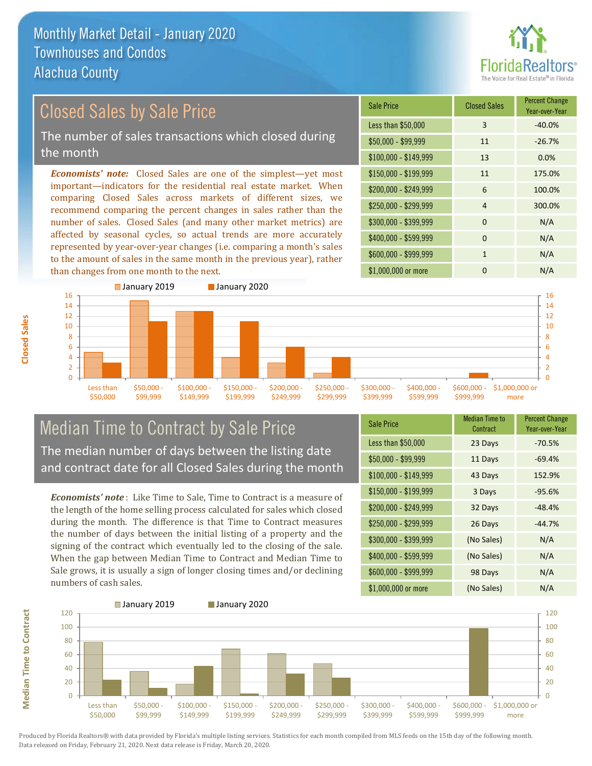# Monthly Market Detail - January 2020
## Townhouses and Condos
## Alachua County

## Closed Sales by Sale Price

The number of sales transactions which closed during the month

***Economists' note:*** Closed Sales are one of the simplest—yet most important—indicators for the residential real estate market. When comparing Closed Sales across markets of different sizes, we recommend comparing the percent changes in sales rather than the number of sales. Closed Sales (and many other market metrics) are affected by seasonal cycles, so actual trends are more accurately represented by year-over-year changes (i.e. comparing a month's sales to the amount of sales in the same month in the previous year), rather than changes from one month to the next.

| Sale Price | Closed Sales | Percent Change Year-over-Year |
|---|---|---|
| Less than $50,000 | 3 | -40.0% |
| $50,000 - $99,999 | 11 | -26.7% |
| $100,000 - $149,999 | 13 | 0.0% |
| $150,000 - $199,999 | 11 | 175.0% |
| $200,000 - $249,999 | 6 | 100.0% |
| $250,000 - $299,999 | 4 | 300.0% |
| $300,000 - $399,999 | 0 | N/A |
| $400,000 - $599,999 | 0 | N/A |
| $600,000 - $999,999 | 1 | N/A |
| $1,000,000 or more | 0 | N/A |

## Median Time to Contract by Sale Price

The median number of days between the listing date and contract date for all Closed Sales during the month

***Economists' note***: Like Time to Sale, Time to Contract is a measure of the length of the home selling process calculated for sales which closed during the month. The difference is that Time to Contract measures the number of days between the initial listing of a property and the signing of the contract which eventually led to the closing of the sale. When the gap between Median Time to Contract and Median Time to Sale grows, it is usually a sign of longer closing times and/or declining numbers of cash sales.

| Sale Price | Median Time to Contract | Percent Change Year-over-Year |
|---|---|---|
| Less than $50,000 | 23 Days | -70.5% |
| $50,000 - $99,999 | 11 Days | -69.4% |
| $100,000 - $149,999 | 43 Days | 152.9% |
| $150,000 - $199,999 | 3 Days | -95.6% |
| $200,000 - $249,999 | 32 Days | -48.4% |
| $250,000 - $299,999 | 26 Days | -44.7% |
| $300,000 - $399,999 | (No Sales) | N/A |
| $400,000 - $599,999 | (No Sales) | N/A |
| $600,000 - $999,999 | 98 Days | N/A |
| $1,000,000 or more | (No Sales) | N/A |

Produced by Florida Realtors® with data provided by Florida's multiple listing services. Statistics for each month compiled from MLS feeds on the 15th day of the following month. Data released on Friday, February 21, 2020. Next data release is Friday, March 20, 2020.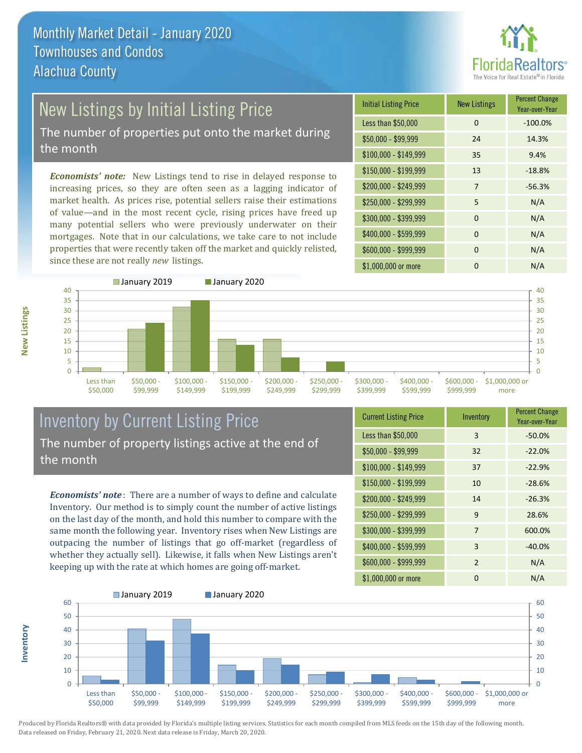# Monthly Market Detail - January 2020
## Townhouses and Condos
## Alachua County

## New Listings by Initial Listing Price

The number of properties put onto the market during the month

***Economists' note:*** New Listings tend to rise in delayed response to increasing prices, so they are often seen as a lagging indicator of market health. As prices rise, potential sellers raise their estimations of value—and in the most recent cycle, rising prices have freed up many potential sellers who were previously underwater on their mortgages. Note that in our calculations, we take care to not include properties that were recently taken off the market and quickly relisted, since these are not really *new* listings.

| Initial Listing Price | New Listings | Percent Change Year-over-Year |
|---|---|---|
| Less than $50,000 | 0 | -100.0% |
| $50,000 - $99,999 | 24 | 14.3% |
| $100,000 - $149,999 | 35 | 9.4% |
| $150,000 - $199,999 | 13 | -18.8% |
| $200,000 - $249,999 | 7 | -56.3% |
| $250,000 - $299,999 | 5 | N/A |
| $300,000 - $399,999 | 0 | N/A |
| $400,000 - $599,999 | 0 | N/A |
| $600,000 - $999,999 | 0 | N/A |
| $1,000,000 or more | 0 | N/A |

## Inventory by Current Listing Price

The number of property listings active at the end of the month

***Economists' note***: There are a number of ways to define and calculate Inventory. Our method is to simply count the number of active listings on the last day of the month, and hold this number to compare with the same month the following year. Inventory rises when New Listings are outpacing the number of listings that go off-market (regardless of whether they actually sell). Likewise, it falls when New Listings aren't keeping up with the rate at which homes are going off-market.

| Current Listing Price | Inventory | Percent Change Year-over-Year |
|---|---|---|
| Less than $50,000 | 3 | -50.0% |
| $50,000 - $99,999 | 32 | -22.0% |
| $100,000 - $149,999 | 37 | -22.9% |
| $150,000 - $199,999 | 10 | -28.6% |
| $200,000 - $249,999 | 14 | -26.3% |
| $250,000 - $299,999 | 9 | 28.6% |
| $300,000 - $399,999 | 7 | 600.0% |
| $400,000 - $599,999 | 3 | -40.0% |
| $600,000 - $999,999 | 2 | N/A |
| $1,000,000 or more | 0 | N/A |

Produced by Florida Realtors® with data provided by Florida's multiple listing services. Statistics for each month compiled from MLS feeds on the 15th day of the following month. Data released on Friday, February 21, 2020. Next data release is Friday, March 20, 2020.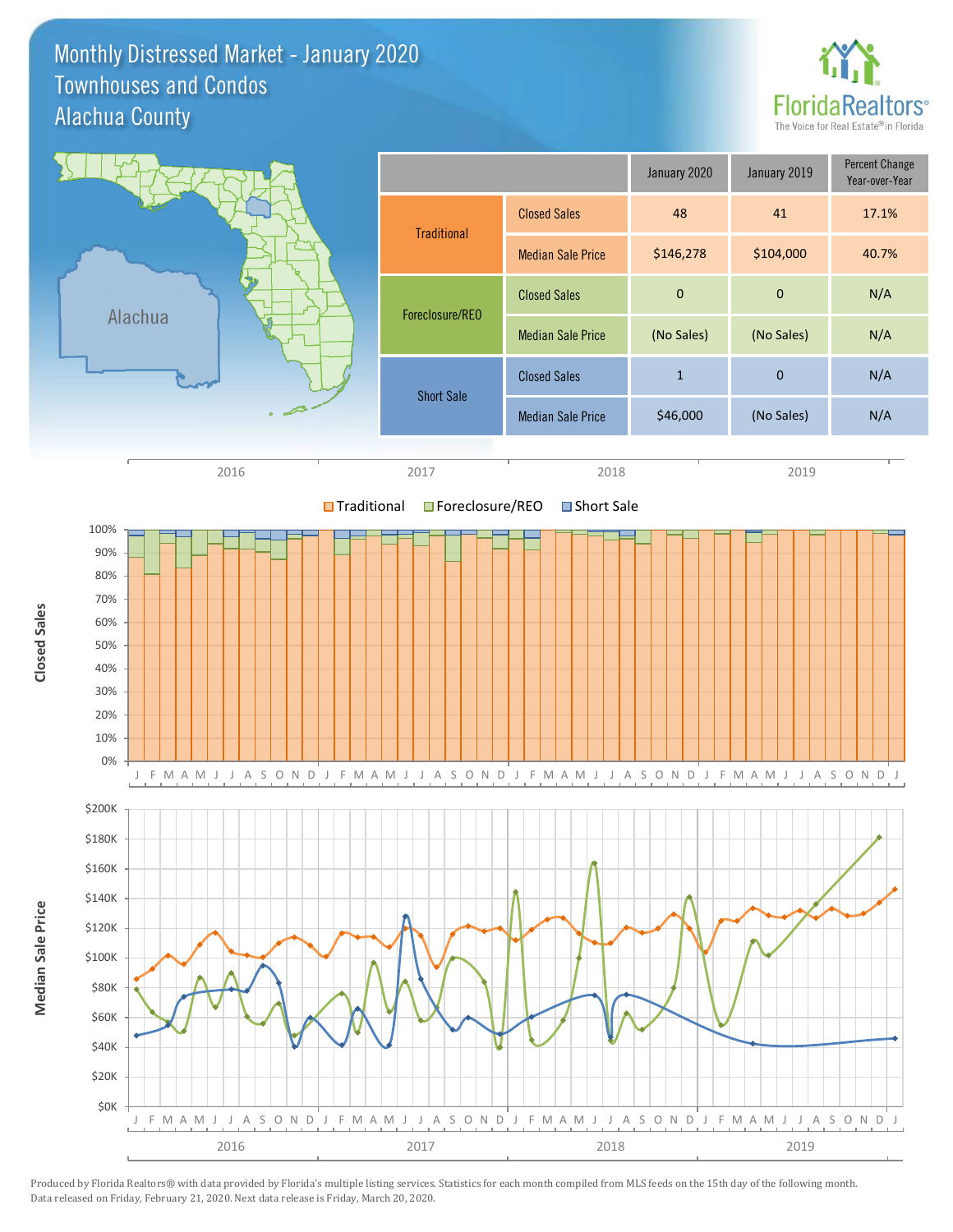# Monthly Distressed Market - January 2020
## Townhouses and Condos
## Alachua County

Alachua

| | | January 2020 | January 2019 | Percent Change Year-over-Year |
|---|---|---|---|---|
| Traditional | Closed Sales | 48 | 41 | 17.1% |
| | Median Sale Price | $146,278 | $104,000 | 40.7% |
| Foreclosure/REO | Closed Sales | 0 | 0 | N/A |
| | Median Sale Price | (No Sales) | (No Sales) | N/A |
| Short Sale | Closed Sales | 1 | 0 | N/A |
| | Median Sale Price | $46,000 | (No Sales) | N/A |

2016 2017 2018 2019

Traditional Foreclosure/REO Short Sale

Closed Sales

100% 90% 80% 70% 60% 50% 40% 30% 20% 10% 0%

J F M A M J J A S O N D J F M A M J J A S O N D J F M A M J J A S O N D J F M A M J J A S O N D J

Median Sale Price

$200K $180K $160K $140K $120K $100K $80K $60K $40K $20K $0K

J F M A M J J A S O N D J F M A M J J A S O N D J F M A M J J A S O N D J F M A M J J A S O N D J

2016 2017 2018 2019

Produced by Florida Realtors® with data provided by Florida's multiple listing services. Statistics for each month compiled from MLS feeds on the 15th day of the following month. Data released on Friday, February 21, 2020. Next data release is Friday, March 20, 2020.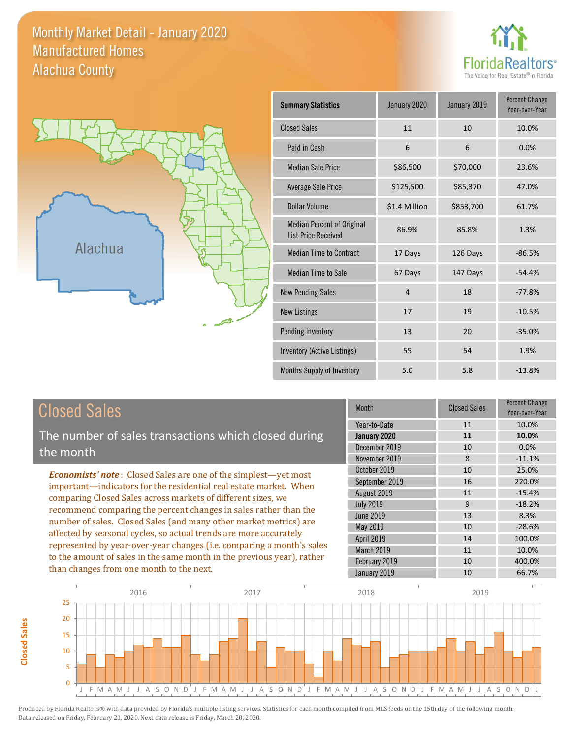# Monthly Market Detail - January 2020
## Manufactured Homes
## Alachua County

| Summary Statistics | January 2020 | January 2019 | Percent Change Year-over-Year |
|---|---|---|---|
| Closed Sales | 11 | 10 | 10.0% |
| Paid in Cash | 6 | 6 | 0.0% |
| Median Sale Price | $86,500 | $70,000 | 23.6% |
| Average Sale Price | $125,500 | $85,370 | 47.0% |
| Dollar Volume | $1.4 Million | $853,700 | 61.7% |
| Median Percent of Original List Price Received | 86.9% | 85.8% | 1.3% |
| Median Time to Contract | 17 Days | 126 Days | -86.5% |
| Median Time to Sale | 67 Days | 147 Days | -54.4% |
| New Pending Sales | 4 | 18 | -77.8% |
| New Listings | 17 | 19 | -10.5% |
| Pending Inventory | 13 | 20 | -35.0% |
| Inventory (Active Listings) | 55 | 54 | 1.9% |
| Months Supply of Inventory | 5.0 | 5.8 | -13.8% |

## Closed Sales

The number of sales transactions which closed during the month

***Economists' note***: Closed Sales are one of the simplest—yet most important—indicators for the residential real estate market. When comparing Closed Sales across markets of different sizes, we recommend comparing the percent changes in sales rather than the number of sales. Closed Sales (and many other market metrics) are affected by seasonal cycles, so actual trends are more accurately represented by year-over-year changes (i.e. comparing a month's sales to the amount of sales in the same month in the previous year), rather than changes from one month to the next.

| Month | Closed Sales | Percent Change Year-over-Year |
|---|---|---|
| Year-to-Date | 11 | 10.0% |
| **January 2020** | **11** | **10.0%** |
| December 2019 | 10 | 0.0% |
| November 2019 | 8 | -11.1% |
| October 2019 | 10 | 25.0% |
| September 2019 | 16 | 220.0% |
| August 2019 | 11 | -15.4% |
| July 2019 | 9 | -18.2% |
| June 2019 | 13 | 8.3% |
| May 2019 | 10 | -28.6% |
| April 2019 | 14 | 100.0% |
| March 2019 | 11 | 10.0% |
| February 2019 | 10 | 400.0% |
| January 2019 | 10 | 66.7% |

Produced by Florida Realtors® with data provided by Florida's multiple listing services. Statistics for each month compiled from MLS feeds on the 15th day of the following month. Data released on Friday, February 21, 2020. Next data release is Friday, March 20, 2020.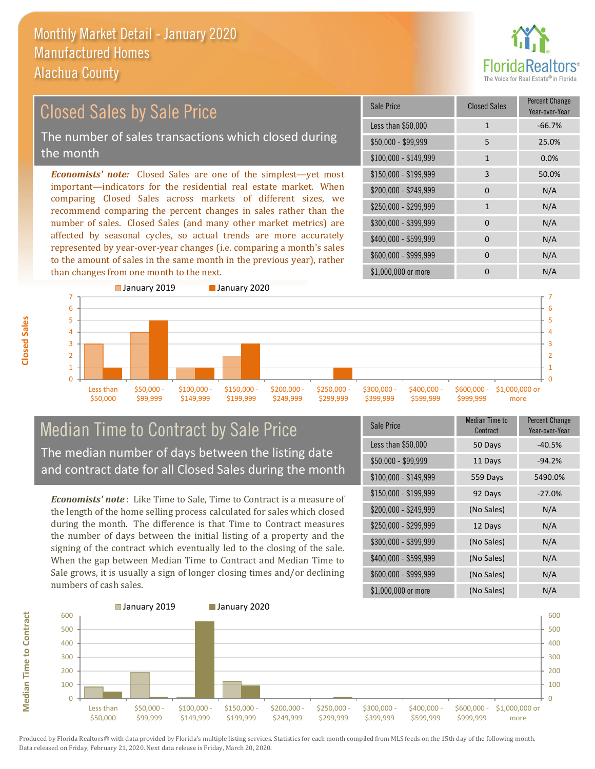# Monthly Market Detail - January 2020
## Manufactured Homes
## Alachua County

## Closed Sales by Sale Price

The number of sales transactions which closed during the month

***Economists' note:*** Closed Sales are one of the simplest—yet most important—indicators for the residential real estate market. When comparing Closed Sales across markets of different sizes, we recommend comparing the percent changes in sales rather than the number of sales. Closed Sales (and many other market metrics) are affected by seasonal cycles, so actual trends are more accurately represented by year-over-year changes (i.e. comparing a month's sales to the amount of sales in the same month in the previous year), rather than changes from one month to the next.

| Sale Price | Closed Sales | Percent Change Year-over-Year |
|---|---|---|
| Less than $50,000 | 1 | -66.7% |
| $50,000 - $99,999 | 5 | 25.0% |
| $100,000 - $149,999 | 1 | 0.0% |
| $150,000 - $199,999 | 3 | 50.0% |
| $200,000 - $249,999 | 0 | N/A |
| $250,000 - $299,999 | 1 | N/A |
| $300,000 - $399,999 | 0 | N/A |
| $400,000 - $599,999 | 0 | N/A |
| $600,000 - $999,999 | 0 | N/A |
| $1,000,000 or more | 0 | N/A |

## Median Time to Contract by Sale Price

The median number of days between the listing date and contract date for all Closed Sales during the month

***Economists' note*** : Like Time to Sale, Time to Contract is a measure of the length of the home selling process calculated for sales which closed during the month. The difference is that Time to Contract measures the number of days between the initial listing of a property and the signing of the contract which eventually led to the closing of the sale. When the gap between Median Time to Contract and Median Time to Sale grows, it is usually a sign of longer closing times and/or declining numbers of cash sales.

| Sale Price | Median Time to Contract | Percent Change Year-over-Year |
|---|---|---|
| Less than $50,000 | 50 Days | -40.5% |
| $50,000 - $99,999 | 11 Days | -94.2% |
| $100,000 - $149,999 | 559 Days | 5490.0% |
| $150,000 - $199,999 | 92 Days | -27.0% |
| $200,000 - $249,999 | (No Sales) | N/A |
| $250,000 - $299,999 | 12 Days | N/A |
| $300,000 - $399,999 | (No Sales) | N/A |
| $400,000 - $599,999 | (No Sales) | N/A |
| $600,000 - $999,999 | (No Sales) | N/A |
| $1,000,000 or more | (No Sales) | N/A |

Produced by Florida Realtors® with data provided by Florida's multiple listing services. Statistics for each month compiled from MLS feeds on the 15th day of the following month. Data released on Friday, February 21, 2020. Next data release is Friday, March 20, 2020.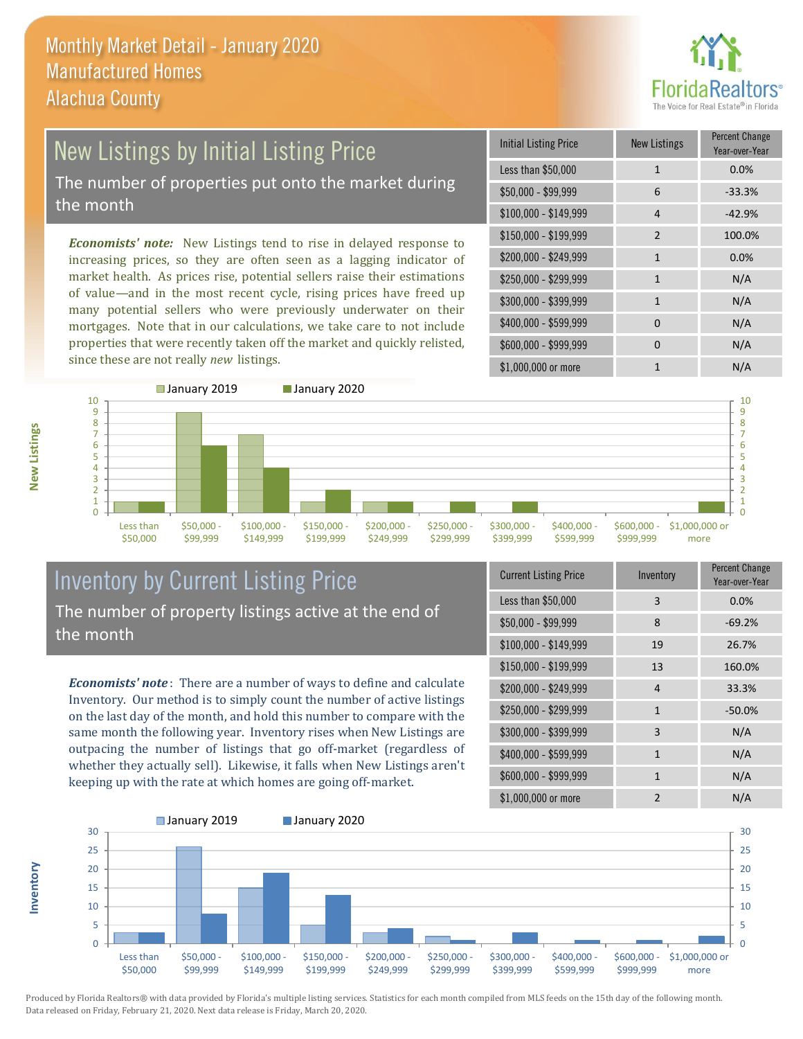# Monthly Market Detail - January 2020
## Manufactured Homes
## Alachua County

## New Listings by Initial Listing Price

The number of properties put onto the market during the month

*Economists' note:* New Listings tend to rise in delayed response to increasing prices, so they are often seen as a lagging indicator of market health. As prices rise, potential sellers raise their estimations of value—and in the most recent cycle, rising prices have freed up many potential sellers who were previously underwater on their mortgages. Note that in our calculations, we take care to not include properties that were recently taken off the market and quickly relisted, since these are not really *new* listings.

| Initial Listing Price | New Listings | Percent Change Year-over-Year |
|---|---|---|
| Less than $50,000 | 1 | 0.0% |
| $50,000 - $99,999 | 6 | -33.3% |
| $100,000 - $149,999 | 4 | -42.9% |
| $150,000 - $199,999 | 2 | 100.0% |
| $200,000 - $249,999 | 1 | 0.0% |
| $250,000 - $299,999 | 1 | N/A |
| $300,000 - $399,999 | 1 | N/A |
| $400,000 - $599,999 | 0 | N/A |
| $600,000 - $999,999 | 0 | N/A |
| $1,000,000 or more | 1 | N/A |

## Inventory by Current Listing Price

The number of property listings active at the end of the month

*Economists' note*: There are a number of ways to define and calculate Inventory. Our method is to simply count the number of active listings on the last day of the month, and hold this number to compare with the same month the following year. Inventory rises when New Listings are outpacing the number of listings that go off-market (regardless of whether they actually sell). Likewise, it falls when New Listings aren't keeping up with the rate at which homes are going off-market.

| Current Listing Price | Inventory | Percent Change Year-over-Year |
|---|---|---|
| Less than $50,000 | 3 | 0.0% |
| $50,000 - $99,999 | 8 | -69.2% |
| $100,000 - $149,999 | 19 | 26.7% |
| $150,000 - $199,999 | 13 | 160.0% |
| $200,000 - $249,999 | 4 | 33.3% |
| $250,000 - $299,999 | 1 | -50.0% |
| $300,000 - $399,999 | 3 | N/A |
| $400,000 - $599,999 | 1 | N/A |
| $600,000 - $999,999 | 1 | N/A |
| $1,000,000 or more | 2 | N/A |

Produced by Florida Realtors® with data provided by Florida's multiple listing services. Statistics for each month compiled from MLS feeds on the 15th day of the following month. Data released on Friday, February 21, 2020. Next data release is Friday, March 20, 2020.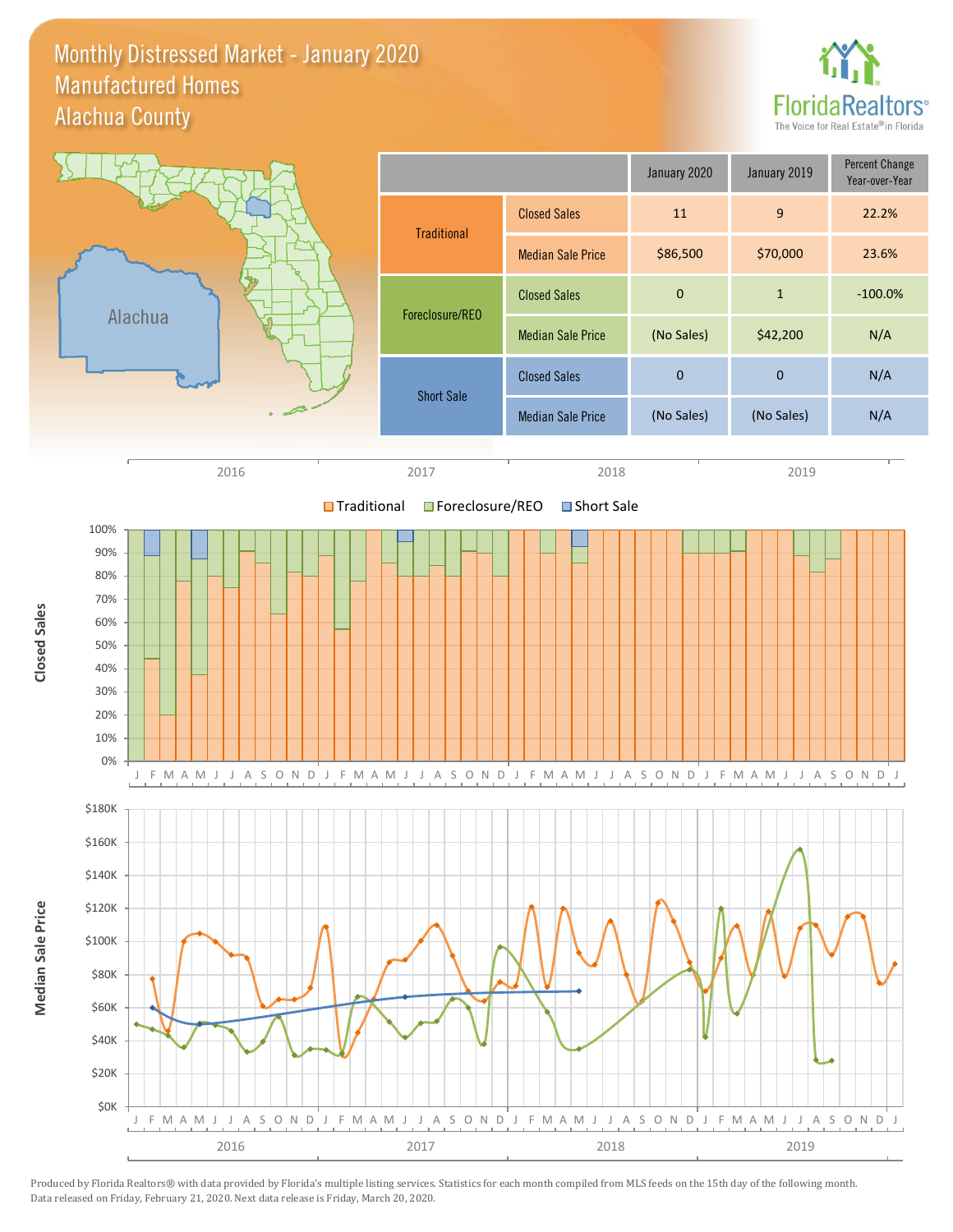# Monthly Distressed Market - January 2020
## Manufactured Homes
## Alachua County

Alachua

FloridaRealtors®
The Voice for Real Estate® in Florida

| | | January 2020 | January 2019 | Percent Change Year-over-Year |
|---|---|---|---|---|
| Traditional | Closed Sales | 11 | 9 | 22.2% |
| | Median Sale Price | $86,500 | $70,000 | 23.6% |
| Foreclosure/REO | Closed Sales | 0 | 1 | -100.0% |
| | Median Sale Price | (No Sales) | $42,200 | N/A |
| Short Sale | Closed Sales | 0 | 0 | N/A |
| | Median Sale Price | (No Sales) | (No Sales) | N/A |

2016 2017 2018 2019

Traditional Foreclosure/REO Short Sale

Closed Sales

100% 90% 80% 70% 60% 50% 40% 30% 20% 10% 0%

J F M A M J J A S O N D J F M A M J J A S O N D J F M A M J J A S O N D J F M A M J J A S O N D J

Median Sale Price

$180K $160K $140K $120K $100K $80K $60K $40K $20K $0K

J F M A M J J A S O N D J F M A M J J A S O N D J F M A M J J A S O N D J F M A M J J A S O N D J

2016 2017 2018 2019

Produced by Florida Realtors® with data provided by Florida's multiple listing services. Statistics for each month compiled from MLS feeds on the 15th day of the following month. Data released on Friday, February 21, 2020. Next data release is Friday, March 20, 2020.